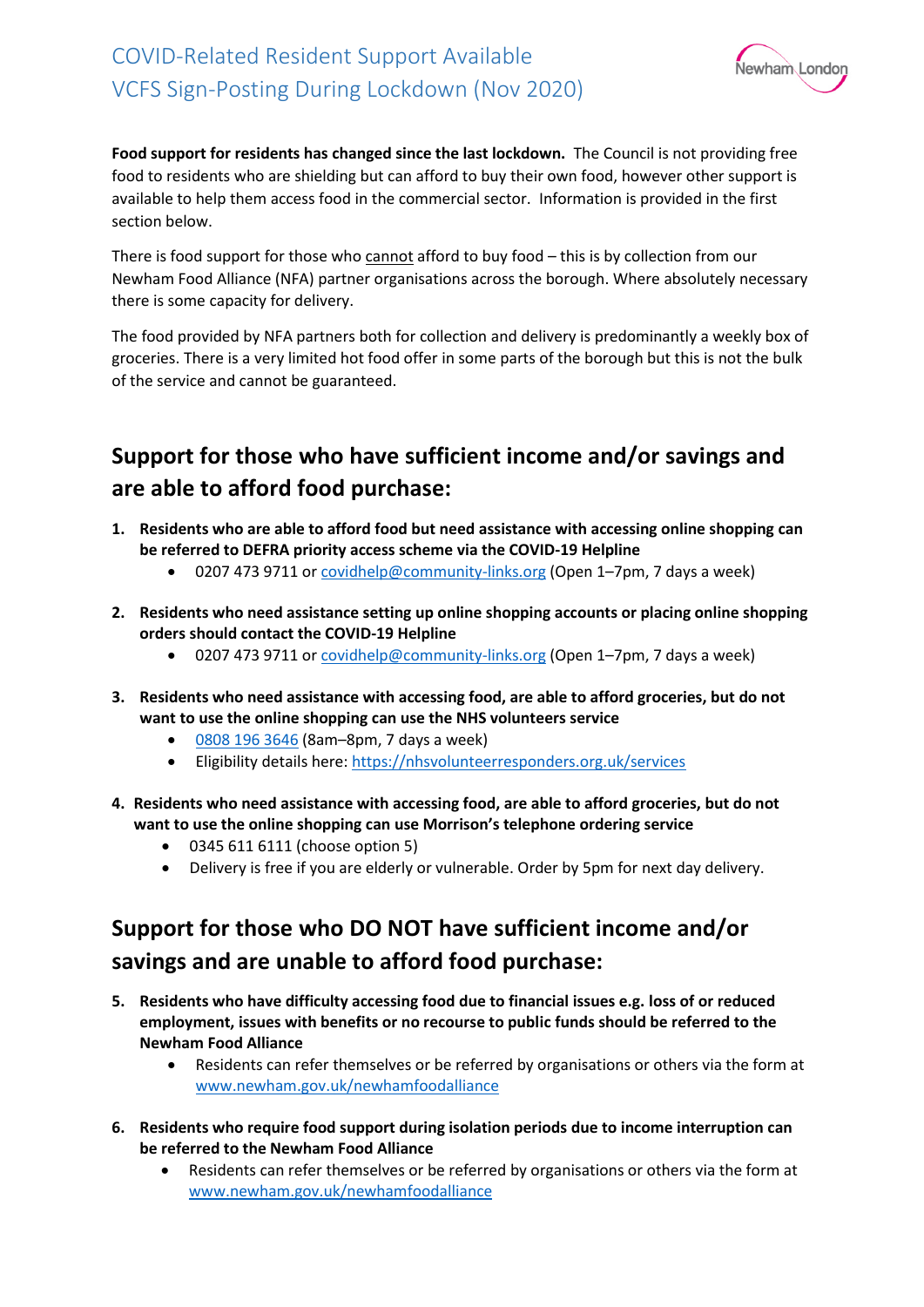# COVID-Related Resident Support Available
# VCFS Sign-Posting During Lockdown (Nov 2020)

**Food support for residents has changed since the last lockdown.** The Council is not providing free food to residents who are shielding but can afford to buy their own food, however other support is available to help them access food in the commercial sector. Information is provided in the first section below.

There is food support for those who cannot afford to buy food – this is by collection from our Newham Food Alliance (NFA) partner organisations across the borough. Where absolutely necessary there is some capacity for delivery.

The food provided by NFA partners both for collection and delivery is predominantly a weekly box of groceries. There is a very limited hot food offer in some parts of the borough but this is not the bulk of the service and cannot be guaranteed.

## Support for those who have sufficient income and/or savings and are able to afford food purchase:

1. **Residents who are able to afford food but need assistance with accessing online shopping can be referred to DEFRA priority access scheme via the COVID-19 Helpline**
   - 0207 473 9711 or covidhelp@community-links.org (Open 1–7pm, 7 days a week)

2. **Residents who need assistance setting up online shopping accounts or placing online shopping orders should contact the COVID-19 Helpline**
   - 0207 473 9711 or covidhelp@community-links.org (Open 1–7pm, 7 days a week)

3. **Residents who need assistance with accessing food, are able to afford groceries, but do not want to use the online shopping can use the NHS volunteers service**
   - 0808 196 3646 (8am–8pm, 7 days a week)
   - Eligibility details here: https://nhsvolunteerresponders.org.uk/services

4. **Residents who need assistance with accessing food, are able to afford groceries, but do not want to use the online shopping can use Morrison's telephone ordering service**
   - 0345 611 6111 (choose option 5)
   - Delivery is free if you are elderly or vulnerable. Order by 5pm for next day delivery.

## Support for those who DO NOT have sufficient income and/or savings and are unable to afford food purchase:

5. **Residents who have difficulty accessing food due to financial issues e.g. loss of or reduced employment, issues with benefits or no recourse to public funds should be referred to the Newham Food Alliance**
   - Residents can refer themselves or be referred by organisations or others via the form at www.newham.gov.uk/newhamfoodalliance

6. **Residents who require food support during isolation periods due to income interruption can be referred to the Newham Food Alliance**
   - Residents can refer themselves or be referred by organisations or others via the form at www.newham.gov.uk/newhamfoodalliance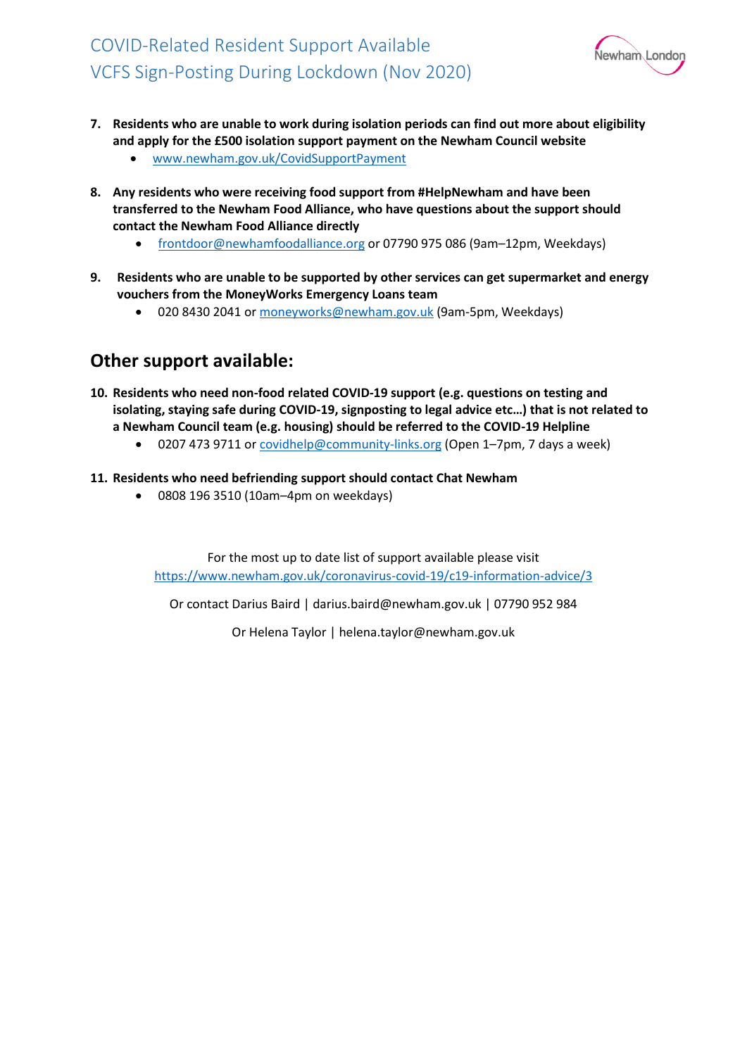7. **Residents who are unable to work during isolation periods can find out more about eligibility and apply for the £500 isolation support payment on the Newham Council website**
    - www.newham.gov.uk/CovidSupportPayment

8. **Any residents who were receiving food support from #HelpNewham and have been transferred to the Newham Food Alliance, who have questions about the support should contact the Newham Food Alliance directly**
    - frontdoor@newhamfoodalliance.org or 07790 975 086 (9am–12pm, Weekdays)

9. **Residents who are unable to be supported by other services can get supermarket and energy vouchers from the MoneyWorks Emergency Loans team**
    - 020 8430 2041 or moneyworks@newham.gov.uk (9am-5pm, Weekdays)

## Other support available:

10. **Residents who need non-food related COVID-19 support (e.g. questions on testing and isolating, staying safe during COVID-19, signposting to legal advice etc…) that is not related to a Newham Council team (e.g. housing) should be referred to the COVID-19 Helpline**
    - 0207 473 9711 or covidhelp@community-links.org (Open 1–7pm, 7 days a week)

11. **Residents who need befriending support should contact Chat Newham**
    - 0808 196 3510 (10am–4pm on weekdays)

For the most up to date list of support available please visit https://www.newham.gov.uk/coronavirus-covid-19/c19-information-advice/3

Or contact Darius Baird | darius.baird@newham.gov.uk | 07790 952 984

Or Helena Taylor | helena.taylor@newham.gov.uk